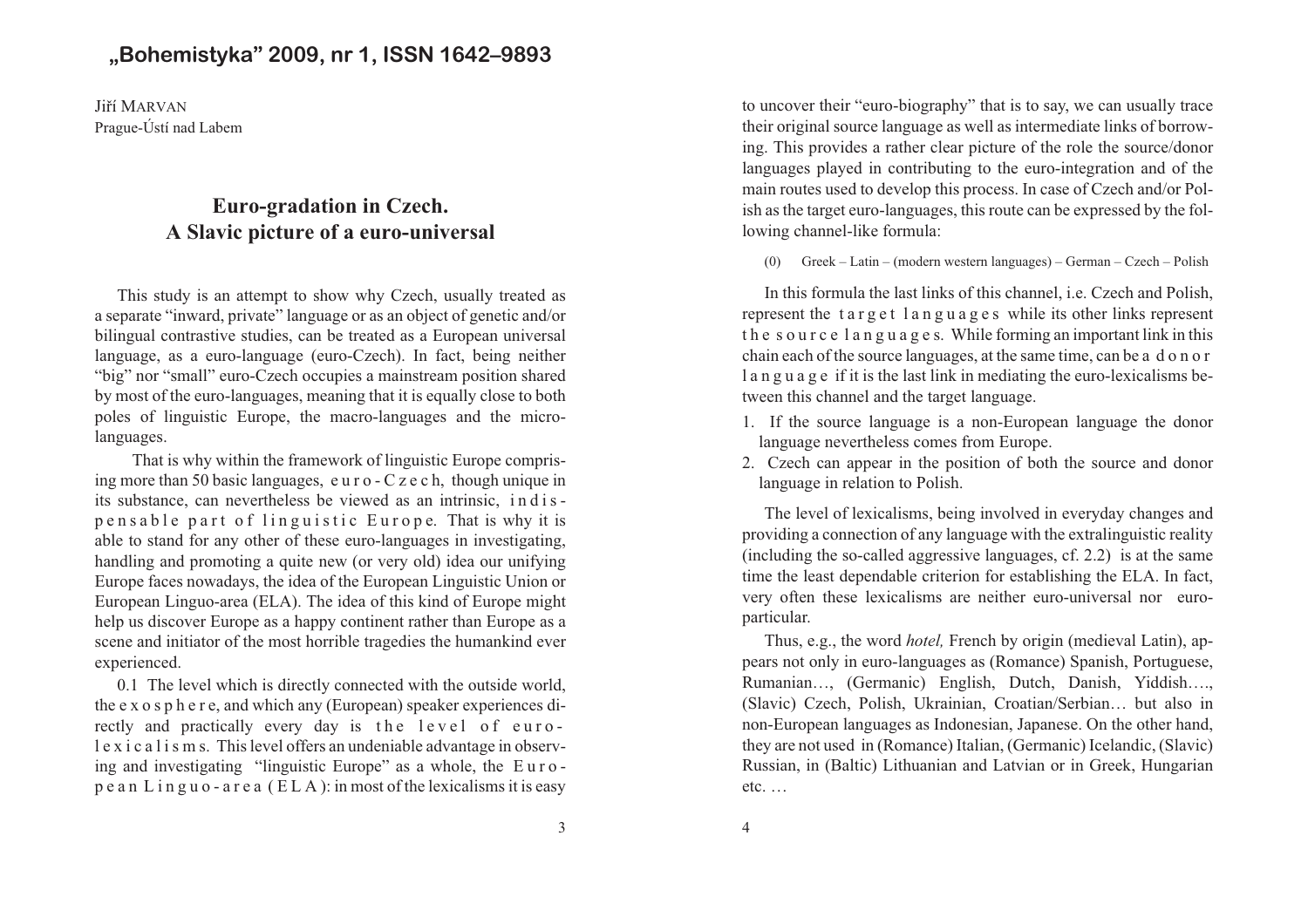Jiří MARVAN
Prague-Ústí nad Labem

# Euro-gradation in Czech. A Slavic picture of a euro-universal

This study is an attempt to show why Czech, usually treated as a separate "inward, private" language or as an object of genetic and/or bilingual contrastive studies, can be treated as a European universal language, as a euro-language (euro-Czech). In fact, being neither "big" nor "small" euro-Czech occupies a mainstream position shared by most of the euro-languages, meaning that it is equally close to both poles of linguistic Europe, the macro-languages and the micro-languages.

That is why within the framework of linguistic Europe comprising more than 50 basic languages, euro-Czech, though unique in its substance, can nevertheless be viewed as an intrinsic, indispensable part of linguistic Europe. That is why it is able to stand for any other of these euro-languages in investigating, handling and promoting a quite new (or very old) idea our unifying Europe faces nowadays, the idea of the European Linguistic Union or European Linguo-area (ELA). The idea of this kind of Europe might help us discover Europe as a happy continent rather than Europe as a scene and initiator of the most horrible tragedies the humankind ever experienced.

0.1 The level which is directly connected with the outside world, the exosphere, and which any (European) speaker experiences directly and practically every day is the level of euro-lexicalisms. This level offers an undeniable advantage in observing and investigating "linguistic Europe" as a whole, the European Linguo-area (ELA): in most of the lexicalisms it is easy to uncover their "euro-biography" that is to say, we can usually trace their original source language as well as intermediate links of borrowing. This provides a rather clear picture of the role the source/donor languages played in contributing to the euro-integration and of the main routes used to develop this process. In case of Czech and/or Polish as the target euro-languages, this route can be expressed by the following channel-like formula:

(0) Greek – Latin – (modern western languages) – German – Czech – Polish

In this formula the last links of this channel, i.e. Czech and Polish, represent the target languages while its other links represent the source languages. While forming an important link in this chain each of the source languages, at the same time, can be a donor language if it is the last link in mediating the euro-lexicalisms between this channel and the target language.

1. If the source language is a non-European language the donor language nevertheless comes from Europe.
2. Czech can appear in the position of both the source and donor language in relation to Polish.

The level of lexicalisms, being involved in everyday changes and providing a connection of any language with the extralinguistic reality (including the so-called aggressive languages, cf. 2.2) is at the same time the least dependable criterion for establishing the ELA. In fact, very often these lexicalisms are neither euro-universal nor euro-particular.

Thus, e.g., the word *hotel,* French by origin (medieval Latin), appears not only in euro-languages as (Romance) Spanish, Portuguese, Rumanian…, (Germanic) English, Dutch, Danish, Yiddish…., (Slavic) Czech, Polish, Ukrainian, Croatian/Serbian… but also in non-European languages as Indonesian, Japanese. On the other hand, they are not used in (Romance) Italian, (Germanic) Icelandic, (Slavic) Russian, in (Baltic) Lithuanian and Latvian or in Greek, Hungarian etc. …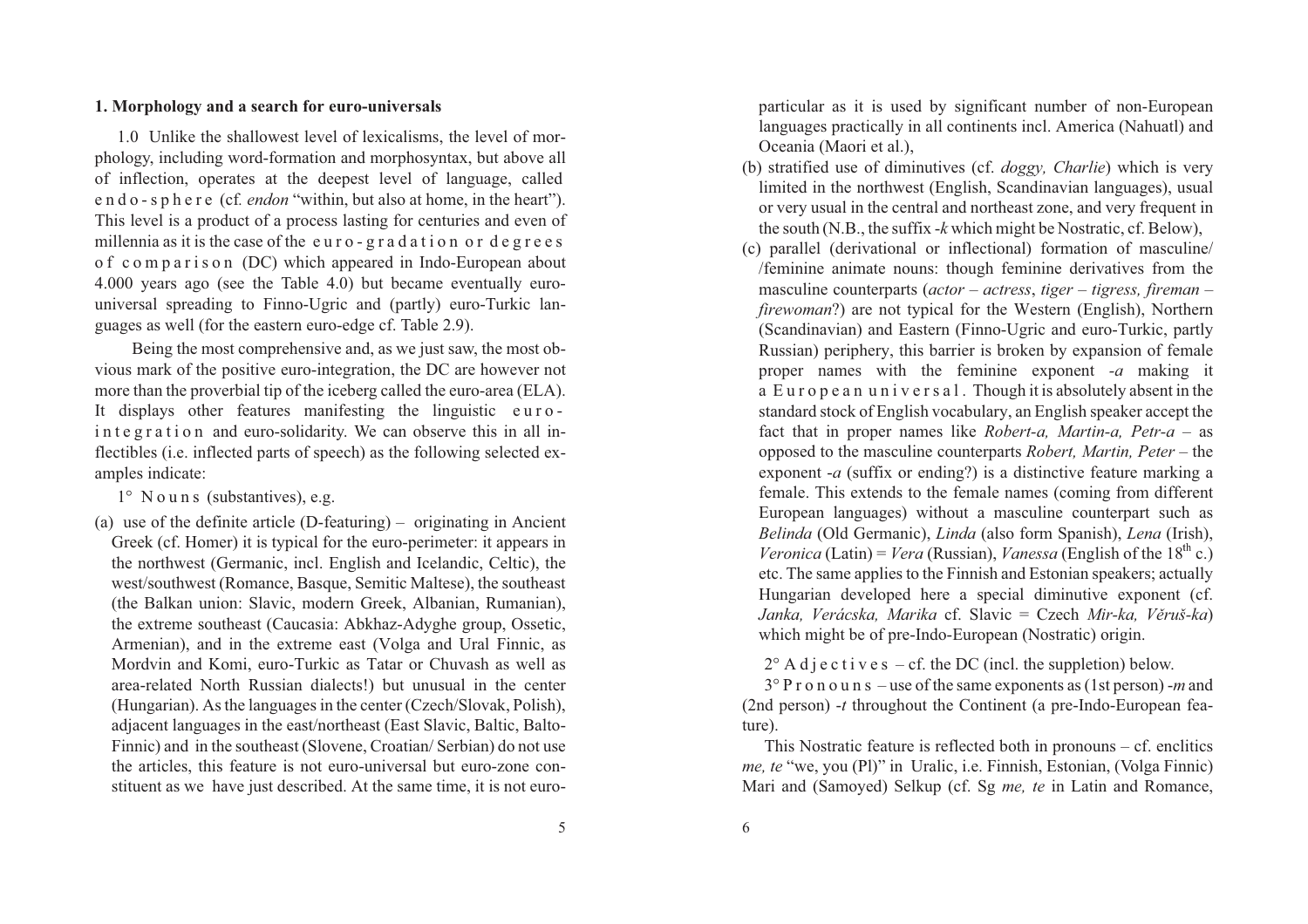## 1. Morphology and a search for euro-universals

1.0 Unlike the shallowest level of lexicalisms, the level of morphology, including word-formation and morphosyntax, but above all of inflection, operates at the deepest level of language, called e n d o - s p h e r e (cf. *endon* "within, but also at home, in the heart"). This level is a product of a process lasting for centuries and even of millennia as it is the case of the e u r o - g r a d a t i o n or d e g r e e s o f c o m p a r i s o n (DC) which appeared in Indo-European about 4.000 years ago (see the Table 4.0) but became eventually euro-universal spreading to Finno-Ugric and (partly) euro-Turkic languages as well (for the eastern euro-edge cf. Table 2.9).

Being the most comprehensive and, as we just saw, the most obvious mark of the positive euro-integration, the DC are however not more than the proverbial tip of the iceberg called the euro-area (ELA). It displays other features manifesting the linguistic e u r o - i n t e g r a t i o n and euro-solidarity. We can observe this in all inflectibles (i.e. inflected parts of speech) as the following selected examples indicate:

1° N o u n s (substantives), e.g.

(a) use of the definite article (D-featuring) – originating in Ancient Greek (cf. Homer) it is typical for the euro-perimeter: it appears in the northwest (Germanic, incl. English and Icelandic, Celtic), the west/southwest (Romance, Basque, Semitic Maltese), the southeast (the Balkan union: Slavic, modern Greek, Albanian, Rumanian), the extreme southeast (Caucasia: Abkhaz-Adyghe group, Ossetic, Armenian), and in the extreme east (Volga and Ural Finnic, as Mordvin and Komi, euro-Turkic as Tatar or Chuvash as well as area-related North Russian dialects!) but unusual in the center (Hungarian). As the languages in the center (Czech/Slovak, Polish), adjacent languages in the east/northeast (East Slavic, Baltic, Balto-Finnic) and in the southeast (Slovene, Croatian/ Serbian) do not use the articles, this feature is not euro-universal but euro-zone constituent as we have just described. At the same time, it is not euro-particular as it is used by significant number of non-European languages practically in all continents incl. America (Nahuatl) and Oceania (Maori et al.),

(b) stratified use of diminutives (cf. *doggy, Charlie*) which is very limited in the northwest (English, Scandinavian languages), usual or very usual in the central and northeast zone, and very frequent in the south (N.B., the suffix *-k* which might be Nostratic, cf. Below),

(c) parallel (derivational or inflectional) formation of masculine/ /feminine animate nouns: though feminine derivatives from the masculine counterparts (*actor – actress*, *tiger – tigress, fireman – firewoman*?) are not typical for the Western (English), Northern (Scandinavian) and Eastern (Finno-Ugric and euro-Turkic, partly Russian) periphery, this barrier is broken by expansion of female proper names with the feminine exponent *-a* making it a E u r o p e a n u n i v e r s a l . Though it is absolutely absent in the standard stock of English vocabulary, an English speaker accept the fact that in proper names like *Robert-a, Martin-a, Petr-a* – as opposed to the masculine counterparts *Robert, Martin, Peter* – the exponent *-a* (suffix or ending?) is a distinctive feature marking a female. This extends to the female names (coming from different European languages) without a masculine counterpart such as *Belinda* (Old Germanic), *Linda* (also form Spanish), *Lena* (Irish), *Veronica* (Latin) = *Vera* (Russian), *Vanessa* (English of the 18th c.) etc. The same applies to the Finnish and Estonian speakers; actually Hungarian developed here a special diminutive exponent (cf. *Janka, Verácska, Marika* cf. Slavic = Czech *Mir-ka, Věruš-ka*) which might be of pre-Indo-European (Nostratic) origin.

2° A d j e c t i v e s – cf. the DC (incl. the suppletion) below.

3° P r o n o u n s – use of the same exponents as (1st person) *-m* and (2nd person) *-t* throughout the Continent (a pre-Indo-European feature).

This Nostratic feature is reflected both in pronouns – cf. enclitics *me, te* "we, you (Pl)" in Uralic, i.e. Finnish, Estonian, (Volga Finnic) Mari and (Samoyed) Selkup (cf. Sg *me, te* in Latin and Romance,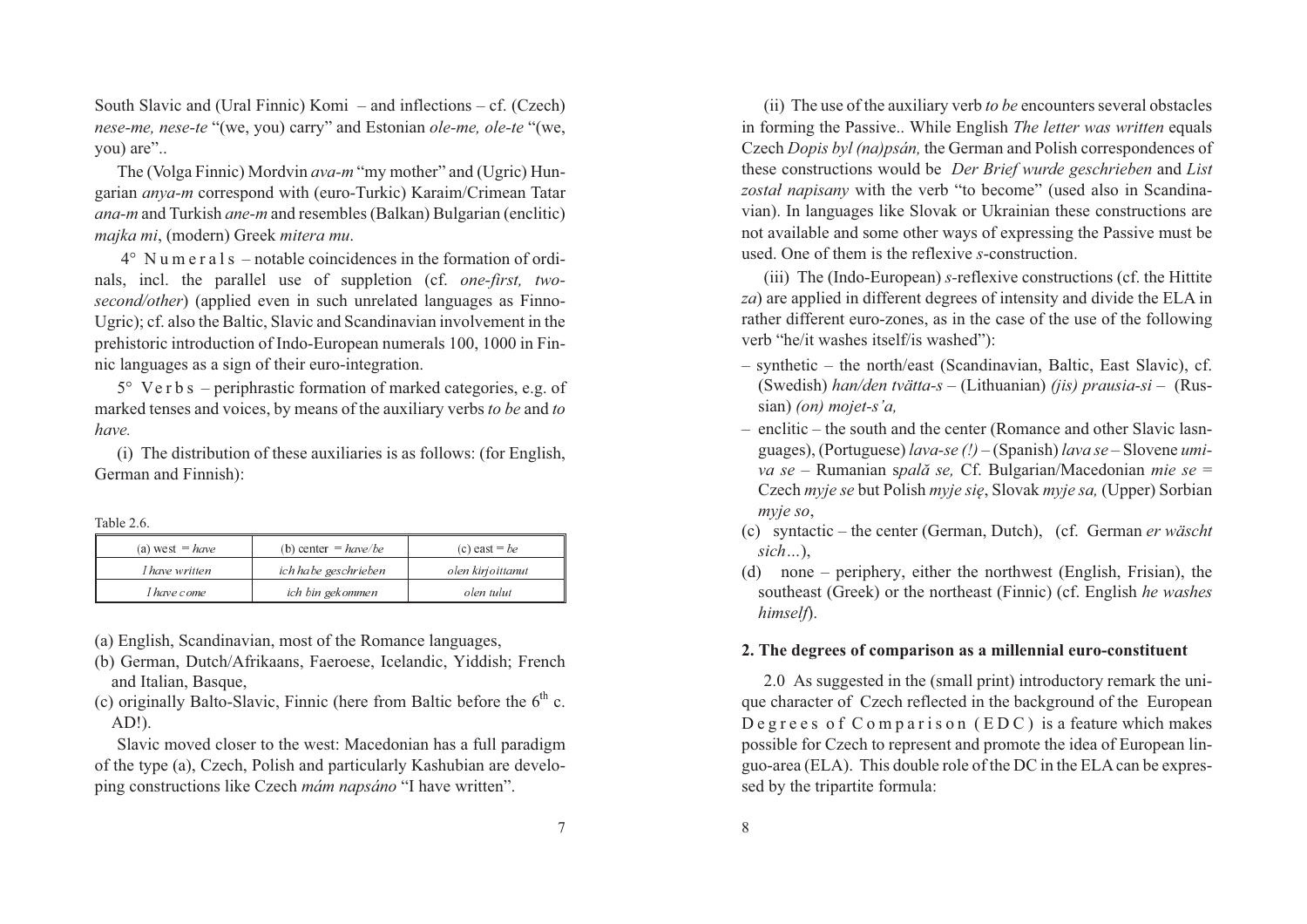South Slavic and (Ural Finnic) Komi – and inflections – cf. (Czech) *nese-me, nese-te* "(we, you) carry" and Estonian *ole-me, ole-te* "(we, you) are"..

The (Volga Finnic) Mordvin *ava-m* "my mother" and (Ugric) Hungarian *anya-m* correspond with (euro-Turkic) Karaim/Crimean Tatar *ana-m* and Turkish *ane-m* and resembles (Balkan) Bulgarian (enclitic) *majka mi*, (modern) Greek *mitera mu*.

4° N u m e r a l s – notable coincidences in the formation of ordinals, incl. the parallel use of suppletion (cf. *one-first, two-second/other*) (applied even in such unrelated languages as Finno-Ugric); cf. also the Baltic, Slavic and Scandinavian involvement in the prehistoric introduction of Indo-European numerals 100, 1000 in Finnic languages as a sign of their euro-integration.

5° V e r b s – periphrastic formation of marked categories, e.g. of marked tenses and voices, by means of the auxiliary verbs *to be* and *to have.*

(i) The distribution of these auxiliaries is as follows: (for English, German and Finnish):

Table 2.6.

| (a) west = *have* | (b) center = *have/be* | (c) east = *be* |
|---|---|---|
| *I have written* | *ich habe geschrieben* | *olen kirjoittanut* |
| *I have come* | *ich bin gekommen* | *olen tulut* |

(a) English, Scandinavian, most of the Romance languages,
(b) German, Dutch/Afrikaans, Faeroese, Icelandic, Yiddish; French and Italian, Basque,
(c) originally Balto-Slavic, Finnic (here from Baltic before the 6th c. AD!).

Slavic moved closer to the west: Macedonian has a full paradigm of the type (a), Czech, Polish and particularly Kashubian are developing constructions like Czech *mám napsáno* "I have written".

(ii) The use of the auxiliary verb *to be* encounters several obstacles in forming the Passive.. While English *The letter was written* equals Czech *Dopis byl (na)psán,* the German and Polish correspondences of these constructions would be *Der Brief wurde geschrieben* and *List został napisany* with the verb "to become" (used also in Scandinavian). In languages like Slovak or Ukrainian these constructions are not available and some other ways of expressing the Passive must be used. One of them is the reflexive *s*-construction.

(iii) The (Indo-European) *s*-reflexive constructions (cf. the Hittite *za*) are applied in different degrees of intensity and divide the ELA in rather different euro-zones, as in the case of the use of the following verb "he/it washes itself/is washed"):

– synthetic – the north/east (Scandinavian, Baltic, East Slavic), cf. (Swedish) *han/den tvätta-s* – (Lithuanian) *(jis) prausia-si* – (Russian) *(on) mojet-s'a,*
– enclitic – the south and the center (Romance and other Slavic lasnguages), (Portuguese) *lava-se (!)* – (Spanish) *lava se* – Slovene *umiva se* – Rumanian *spală se,* Cf. Bulgarian/Macedonian *mie se* = Czech *myje se* but Polish *myje się*, Slovak *myje sa,* (Upper) Sorbian *myje so*,
(c) syntactic – the center (German, Dutch), (cf. German *er wäscht sich…*),
(d) none – periphery, either the northwest (English, Frisian), the southeast (Greek) or the northeast (Finnic) (cf. English *he washes himself*).

## 2. The degrees of comparison as a millennial euro-constituent

2.0 As suggested in the (small print) introductory remark the unique character of Czech reflected in the background of the European D e g r e e s o f C o m p a r i s o n ( E D C ) is a feature which makes possible for Czech to represent and promote the idea of European linguo-area (ELA). This double role of the DC in the ELA can be expressed by the tripartite formula: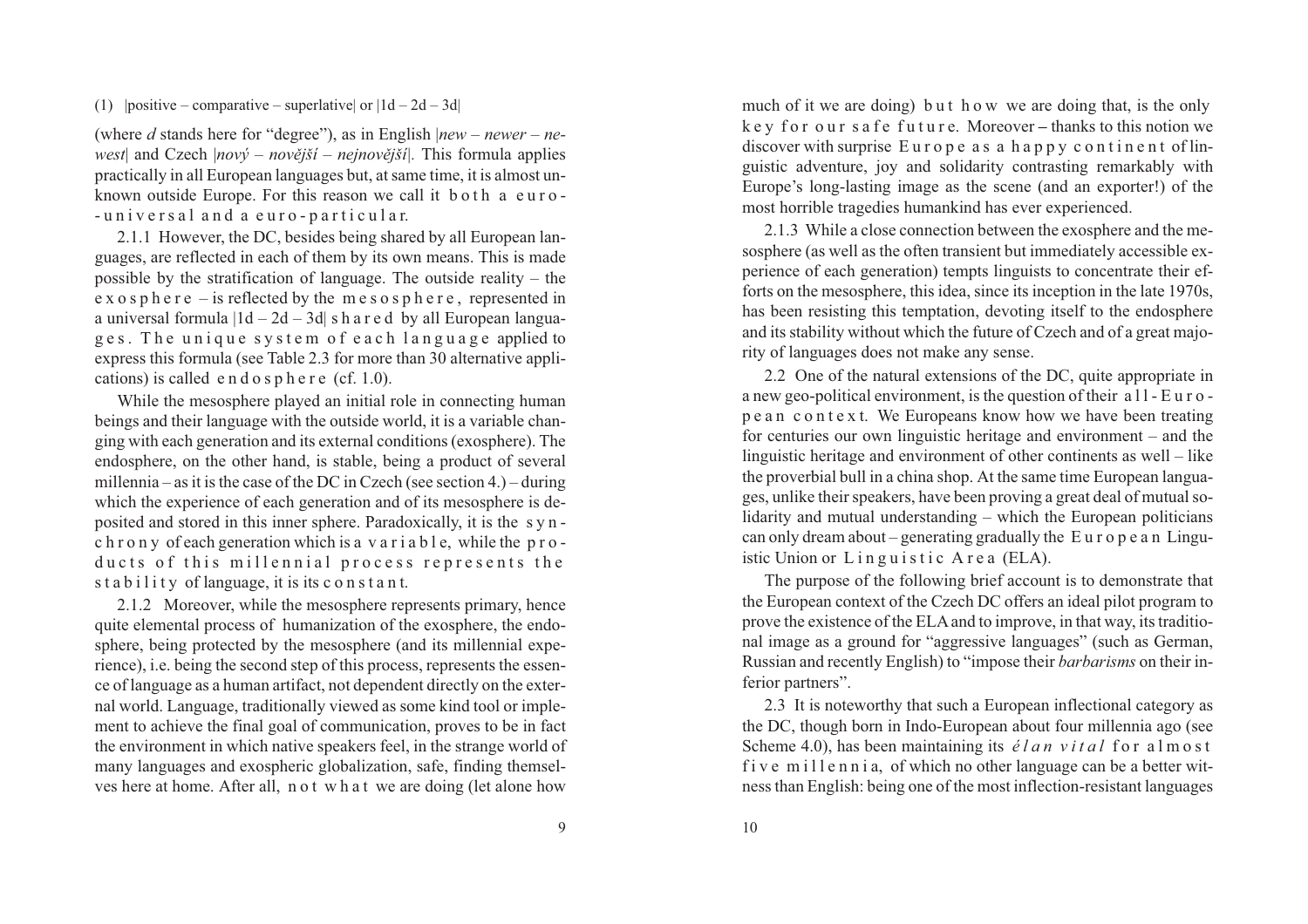(1) |positive – comparative – superlative| or |1d – 2d – 3d|

(where *d* stands here for "degree"), as in English |*new – newer – newest*| and Czech |*nový – novější – nejnovější*|. This formula applies practically in all European languages but, at same time, it is almost unknown outside Europe. For this reason we call it both a euro-universal and a euro-particular.

2.1.1 However, the DC, besides being shared by all European languages, are reflected in each of them by its own means. This is made possible by the stratification of language. The outside reality – the exosphere – is reflected by the mesosphere, represented in a universal formula |1d – 2d – 3d| shared by all European languages. The unique system of each language applied to express this formula (see Table 2.3 for more than 30 alternative applications) is called endosphere (cf. 1.0).

While the mesosphere played an initial role in connecting human beings and their language with the outside world, it is a variable changing with each generation and its external conditions (exosphere). The endosphere, on the other hand, is stable, being a product of several millennia – as it is the case of the DC in Czech (see section 4.) – during which the experience of each generation and of its mesosphere is deposited and stored in this inner sphere. Paradoxically, it is the synchrony of each generation which is a variable, while the products of this millennial process represents the stability of language, it is its constant.

2.1.2 Moreover, while the mesosphere represents primary, hence quite elemental process of humanization of the exosphere, the endosphere, being protected by the mesosphere (and its millennial experience), i.e. being the second step of this process, represents the essence of language as a human artifact, not dependent directly on the external world. Language, traditionally viewed as some kind tool or implement to achieve the final goal of communication, proves to be in fact the environment in which native speakers feel, in the strange world of many languages and exospheric globalization, safe, finding themselves here at home. After all, not what we are doing (let alone how much of it we are doing) but how we are doing that, is the only key for our safe future. Moreover – thanks to this notion we discover with surprise Europe as a happy continent of linguistic adventure, joy and solidarity contrasting remarkably with Europe's long-lasting image as the scene (and an exporter!) of the most horrible tragedies humankind has ever experienced.

2.1.3 While a close connection between the exosphere and the mesosphere (as well as the often transient but immediately accessible experience of each generation) tempts linguists to concentrate their efforts on the mesosphere, this idea, since its inception in the late 1970s, has been resisting this temptation, devoting itself to the endosphere and its stability without which the future of Czech and of a great majority of languages does not make any sense.

2.2 One of the natural extensions of the DC, quite appropriate in a new geo-political environment, is the question of their all-European context. We Europeans know how we have been treating for centuries our own linguistic heritage and environment – and the linguistic heritage and environment of other continents as well – like the proverbial bull in a china shop. At the same time European languages, unlike their speakers, have been proving a great deal of mutual solidarity and mutual understanding – which the European politicians can only dream about – generating gradually the European Linguistic Union or Linguistic Area (ELA).

The purpose of the following brief account is to demonstrate that the European context of the Czech DC offers an ideal pilot program to prove the existence of the ELA and to improve, in that way, its traditional image as a ground for "aggressive languages" (such as German, Russian and recently English) to "impose their *barbarisms* on their inferior partners".

2.3 It is noteworthy that such a European inflectional category as the DC, though born in Indo-European about four millennia ago (see Scheme 4.0), has been maintaining its *élan vital* for almost five millennia, of which no other language can be a better witness than English: being one of the most inflection-resistant languages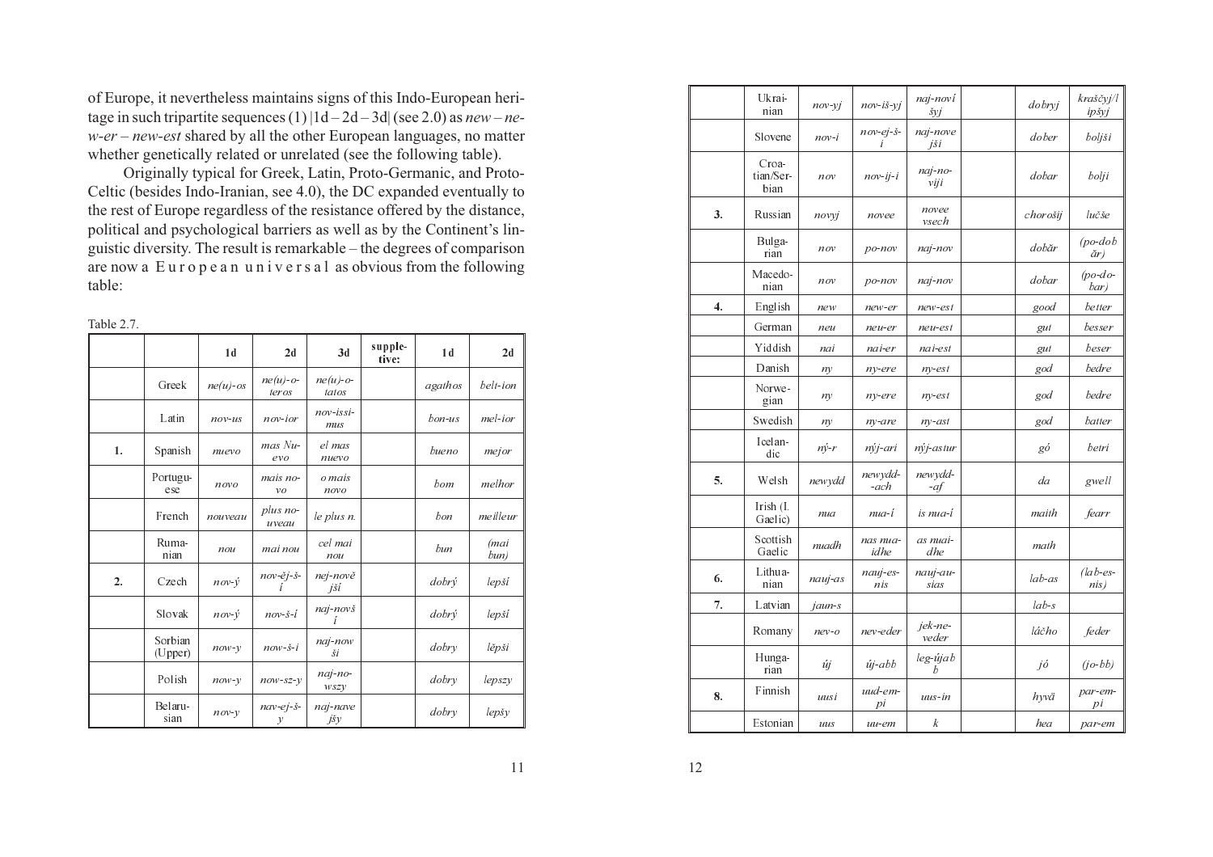of Europe, it nevertheless maintains signs of this Indo-European heritage in such tripartite sequences (1) |1d – 2d – 3d| (see 2.0) as *new – new-er – new-est* shared by all the other European languages, no matter whether genetically related or unrelated (see the following table).

Originally typical for Greek, Latin, Proto-Germanic, and Proto-Celtic (besides Indo-Iranian, see 4.0), the DC expanded eventually to the rest of Europe regardless of the resistance offered by the distance, political and psychological barriers as well as by the Continent's linguistic diversity. The result is remarkable – the degrees of comparison are now a European universal as obvious from the following table:

Table 2.7.

| | | 1d | 2d | 3d | supple-tive: | 1d | 2d |
|---|---|---|---|---|---|---|---|
| | Greek | *ne(u)-os* | *ne(u)-o-teros* | *ne(u)-o-tatos* | | *agathos* | *belt-ion* |
| | Latin | *nov-us* | *nov-ior* | *nov-issi-mus* | | *bon-us* | *mel-ior* |
| **1.** | Spanish | *nuevo* | *mas Nuevo* | *el mas nuevo* | | *bueno* | *mejor* |
| | Portuguese | *novo* | *mais novo* | *o mais novo* | | *bom* | *melhor* |
| | French | *nouveau* | *plus nouveau* | *le plus n.* | | *bon* | *meilleur* |
| | Rumanian | *nou* | *mai nou* | *cel mai nou* | | *bun* | *(mai bun)* |
| **2.** | Czech | *nov-ý* | *nov-ěj-š-í* | *nej-novější* | | *dobrý* | *lepší* |
| | Slovak | *nov-ý* | *nov-š-í* | *naj-novší* | | *dobrý* | *lepší* |
| | Sorbian (Upper) | *now-y* | *now-š-i* | *naj-nowši* | | *dobry* | *lěpši* |
| | Polish | *now-y* | *now-sz-y* | *naj-nowszy* | | *dobry* | *lepszy* |
| | Belarusian | *nov-y* | *nav-ej-š-y* | *naj-navejšy* | | *dobry* | *lepšy* |
| | Ukrainian | *nov-yj* | *nov-iš-yj* | *naj-novišyj* | | *dobryj* | *kraščyj/lipšyj* |
| | Slovene | *nov-i* | *nov-ej-š-i* | *naj-novejši* | | *dober* | *boljši* |
| | Croatian/Serbian | *nov* | *nov-ij-i* | *naj-noviji* | | *dobar* | *bolji* |
| **3.** | Russian | *novyj* | *novee* | *novee vsech* | | *chorošij* | *lučše* |
| | Bulgarian | *nov* | *po-nov* | *naj-nov* | | *dobăr* | *(po-dobăr)* |
| | Macedonian | *nov* | *po-nov* | *naj-nov* | | *dobar* | *(po-dobar)* |
| **4.** | English | *new* | *new-er* | *new-est* | | *good* | *better* |
| | German | *neu* | *neu-er* | *neu-est* | | *gut* | *besser* |
| | Yiddish | *nai* | *nai-er* | *nai-est* | | *gut* | *beser* |
| | Danish | *ny* | *ny-ere* | *ny-est* | | *god* | *bedre* |
| | Norwegian | *ny* | *ny-ere* | *ny-est* | | *god* | *bedre* |
| | Swedish | *ny* | *ny-are* | *ny-ast* | | *god* | *batter* |
| | Icelandic | *nýr* | *nýj-ari* | *nýj-astur* | | *gó* | *betri* |
| **5.** | Welsh | *newydd* | *newydd--ach* | *newydd--af* | | *da* | *gwell* |
| | Irish (I. Gaelic) | *nua* | *nua-í* | *is nua-í* | | *maith* | *fearr* |
| | Scottish Gaelic | *nuadh* | *nas nuaidhe* | *as nuaidhe* | | *math* | |
| **6.** | Lithuanian | *nauj-as* | *nauj-esnis* | *nauj-ausias* | | *lab-as* | *(lab-esnis)* |
| **7.** | Latvian | *jaun-s* | | | | *lab-s* | |
| | Romany | *nev-o* | *nev-eder* | *jek-neveder* | | *láčho* | *feder* |
| | Hungarian | *új* | *új-abb* | *leg-újabb* | | *jó* | *(jo-bb)* |
| **8.** | Finnish | *uusi* | *uud-empi* | *uus-in* | | *hyvä* | *par-empi* |
| | Estonian | *uus* | *uu-em* | *k* | | *hea* | *par-em* |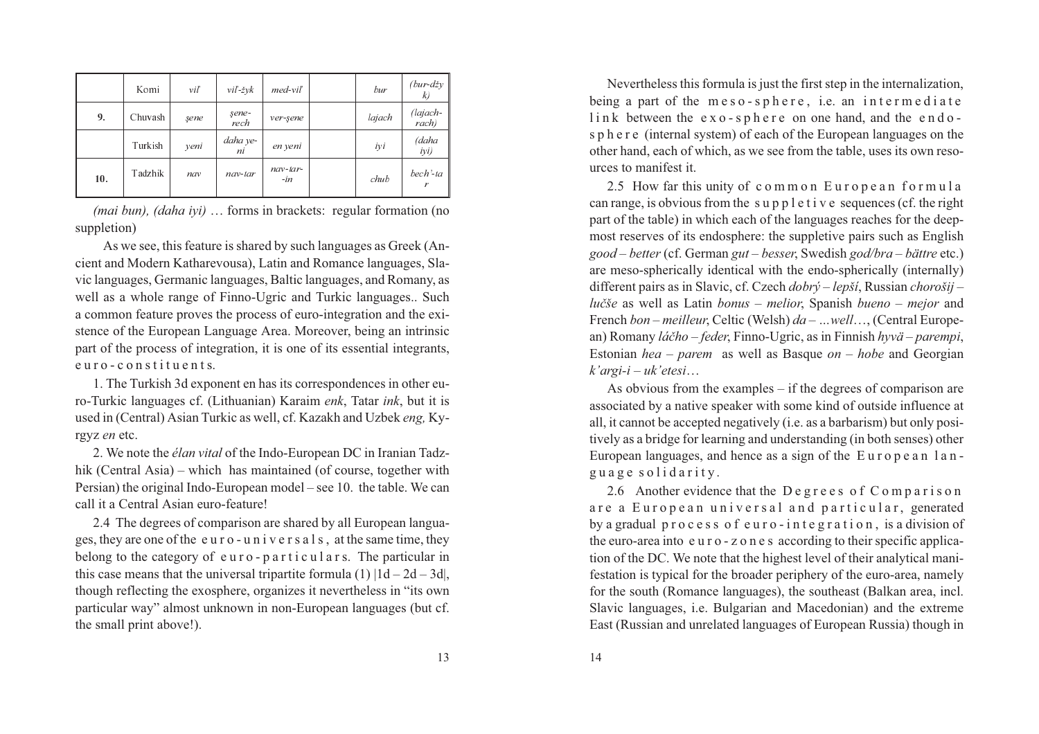|  | Komi | vil' | vil'-žyk | med-vil' |  | bur | (bur-džyk) |
|---|---|---|---|---|---|---|---|
| 9. | Chuvash | şene | şene-rech | ver-şene |  | lajach | (lajach-rach) |
|  | Turkish | yeni | daha ye-ni | en yeni |  | iyi | (daha iyi) |
| 10. | Tadzhik | nav | nav-tar | nav-tar--in |  | chub | bech'-tar |

*(mai bun), (daha iyi)* … forms in brackets: regular formation (no suppletion)

As we see, this feature is shared by such languages as Greek (Ancient and Modern Katharevousa), Latin and Romance languages, Slavic languages, Germanic languages, Baltic languages, and Romany, as well as a whole range of Finno-Ugric and Turkic languages.. Such a common feature proves the process of euro-integration and the existence of the European Language Area. Moreover, being an intrinsic part of the process of integration, it is one of its essential integrants, e u r o - c o n s t i t u e n t s.

1. The Turkish 3d exponent en has its correspondences in other euro-Turkic languages cf. (Lithuanian) Karaim *enk*, Tatar *ink*, but it is used in (Central) Asian Turkic as well, cf. Kazakh and Uzbek *eng,* Kyrgyz *en* etc.

2. We note the *élan vital* of the Indo-European DC in Iranian Tadzhik (Central Asia) – which has maintained (of course, together with Persian) the original Indo-European model – see 10. the table. We can call it a Central Asian euro-feature!

2.4 The degrees of comparison are shared by all European languages, they are one of the e u r o - u n i v e r s a l s , at the same time, they belong to the category of e u r o - p a r t i c u l a r s. The particular in this case means that the universal tripartite formula (1) |1d – 2d – 3d|, though reflecting the exosphere, organizes it nevertheless in "its own particular way" almost unknown in non-European languages (but cf. the small print above!).

Nevertheless this formula is just the first step in the internalization, being a part of the m e s o - s p h e r e , i.e. an i n t e r m e d i a t e l i n k between the e x o - s p h e r e on one hand, and the e n d o - s p h e r e (internal system) of each of the European languages on the other hand, each of which, as we see from the table, uses its own resources to manifest it.

2.5 How far this unity of c o m m o n E u r o p e a n f o r m u l a can range, is obvious from the s u p p l e t i v e sequences (cf. the right part of the table) in which each of the languages reaches for the deepmost reserves of its endosphere: the suppletive pairs such as English *good – better* (cf. German *gut – besser*, Swedish *god/bra – bättre* etc.) are meso-spherically identical with the endo-spherically (internally) different pairs as in Slavic, cf. Czech *dobrý – lepší*, Russian *chorošij – lučše* as well as Latin *bonus – melior*, Spanish *bueno – mejor* and French *bon – meilleur*, Celtic (Welsh) *da – ...well*…, (Central European) Romany *láčho – feder*, Finno-Ugric, as in Finnish *hyvä – parempi*, Estonian *hea – parem* as well as Basque *on – hobe* and Georgian *k'argi-i – uk'etesi*…

As obvious from the examples – if the degrees of comparison are associated by a native speaker with some kind of outside influence at all, it cannot be accepted negatively (i.e. as a barbarism) but only positively as a bridge for learning and understanding (in both senses) other European languages, and hence as a sign of the E u r o p e a n l a n g u a g e s o l i d a r i t y.

2.6 Another evidence that the D e g r e e s o f C o m p a r i s o n a r e a E u r o p e a n u n i v e r s a l a n d p a r t i c u l a r, generated by a gradual p r o c e s s o f e u r o - i n t e g r a t i o n , is a division of the euro-area into e u r o - z o n e s according to their specific application of the DC. We note that the highest level of their analytical manifestation is typical for the broader periphery of the euro-area, namely for the south (Romance languages), the southeast (Balkan area, incl. Slavic languages, i.e. Bulgarian and Macedonian) and the extreme East (Russian and unrelated languages of European Russia) though in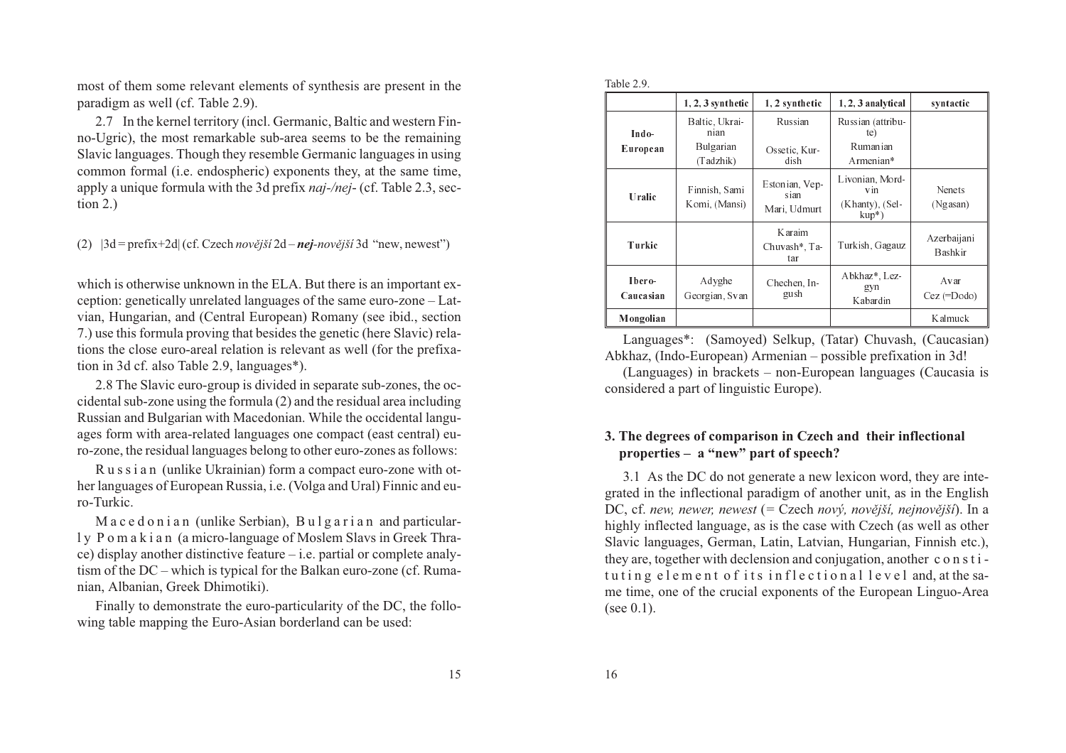most of them some relevant elements of synthesis are present in the paradigm as well (cf. Table 2.9).

2.7 In the kernel territory (incl. Germanic, Baltic and western Finno-Ugric), the most remarkable sub-area seems to be the remaining Slavic languages. Though they resemble Germanic languages in using common formal (i.e. endospheric) exponents they, at the same time, apply a unique formula with the 3d prefix *naj-/nej-* (cf. Table 2.3, section 2.)

(2) |3d = prefix+2d| (cf. Czech *novější* 2d – ***nej****-novější* 3d "new, newest")

which is otherwise unknown in the ELA. But there is an important exception: genetically unrelated languages of the same euro-zone – Latvian, Hungarian, and (Central European) Romany (see ibid., section 7.) use this formula proving that besides the genetic (here Slavic) relations the close euro-areal relation is relevant as well (for the prefixation in 3d cf. also Table 2.9, languages*).

2.8 The Slavic euro-group is divided in separate sub-zones, the occidental sub-zone using the formula (2) and the residual area including Russian and Bulgarian with Macedonian. While the occidental languages form with area-related languages one compact (east central) euro-zone, the residual languages belong to other euro-zones as follows:

R u s s i a n (unlike Ukrainian) form a compact euro-zone with other languages of European Russia, i.e. (Volga and Ural) Finnic and euro-Turkic.

M a c e d o n i a n (unlike Serbian), B u l g a r i a n and particularly P o m a k i a n (a micro-language of Moslem Slavs in Greek Thrace) display another distinctive feature – i.e. partial or complete analytism of the DC – which is typical for the Balkan euro-zone (cf. Rumanian, Albanian, Greek Dhimotiki).

Finally to demonstrate the euro-particularity of the DC, the following table mapping the Euro-Asian borderland can be used:

Table 2.9.

| | 1, 2, 3 synthetic | 1, 2 synthetic | 1, 2, 3 analytical | syntactic |
|---|---|---|---|---|
| **Indo-European** | Baltic, Ukrainian<br>Bulgarian<br>(Tadzhik) | Russian<br>Ossetic, Kurdish | Russian (attribute)<br>Rumanian<br>Armenian* | |
| **Uralic** | Finnish, Sami<br>Komi, (Mansi) | Estonian, Vepsian<br>Mari, Udmurt | Livonian, Mordvin<br>(Khanty), (Selkup*) | Nenets<br>(Ngasan) |
| **Turkic** | | Karaim<br>Chuvash*, Tatar | Turkish, Gagauz | Azerbaijani<br>Bashkir |
| **Ibero-Caucasian** | Adyghe<br>Georgian, Svan | Chechen, Ingush | Abkhaz*, Lezgyn<br>Kabardin | Avar<br>Cez (=Dodo) |
| **Mongolian** | | | | Kalmuck |

Languages*: (Samoyed) Selkup, (Tatar) Chuvash, (Caucasian) Abkhaz, (Indo-European) Armenian – possible prefixation in 3d!

(Languages) in brackets – non-European languages (Caucasia is considered a part of linguistic Europe).

## 3. The degrees of comparison in Czech and their inflectional properties – a "new" part of speech?

3.1 As the DC do not generate a new lexicon word, they are integrated in the inflectional paradigm of another unit, as in the English DC, cf. *new, newer, newest* (= Czech *nový, novější, nejnovější*). In a highly inflected language, as is the case with Czech (as well as other Slavic languages, German, Latin, Latvian, Hungarian, Finnish etc.), they are, together with declension and conjugation, another c o n s t i t u t i n g e l e m e n t o f i t s i n f l e c t i o n a l l e v e l and, at the same time, one of the crucial exponents of the European Linguo-Area (see 0.1).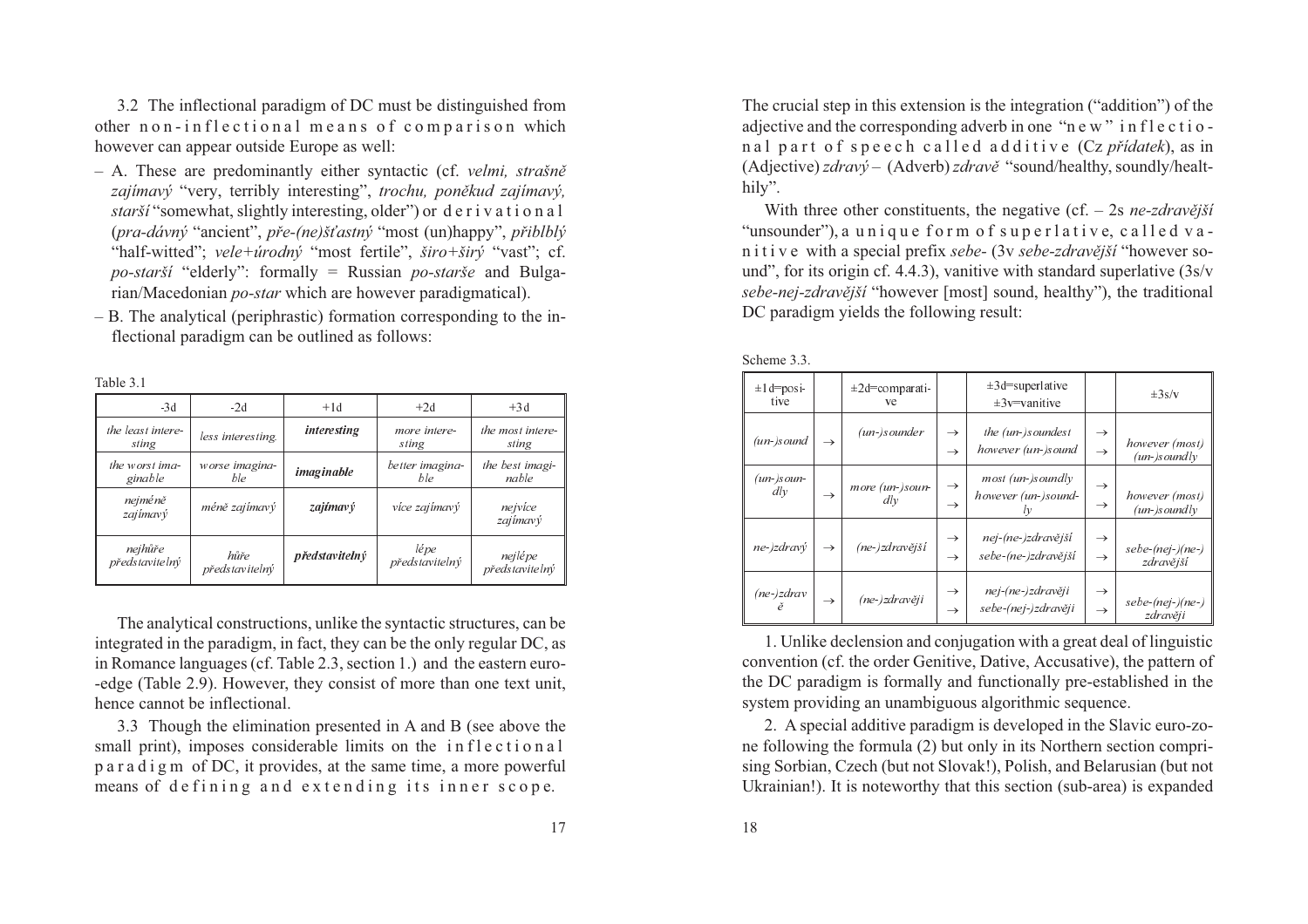3.2 The inflectional paradigm of DC must be distinguished from other non-inflectional means of comparison which however can appear outside Europe as well:

– A. These are predominantly either syntactic (cf. *velmi, strašně zajímavý* "very, terribly interesting", *trochu, poněkud zajímavý, starší* "somewhat, slightly interesting, older") or derivational (*pra-dávný* "ancient", *pře-(ne)šťastný* "most (un)happy", *přiblblý* "half-witted"; *vele+úrodný* "most fertile", *širo+širý* "vast"; cf. *po-starší* "elderly": formally = Russian *po-starše* and Bulgarian/Macedonian *po-star* which are however paradigmatical).

– B. The analytical (periphrastic) formation corresponding to the inflectional paradigm can be outlined as follows:

Table 3.1

| -3d | -2d | +1d | +2d | +3d |
|---|---|---|---|---|
| *the least interesting* | *less interesting.* | ***interesting*** | *more interesting* | *the most interesting* |
| *the worst imaginable* | *worse imaginable* | ***imaginable*** | *better imaginable* | *the best imaginable* |
| *nejméně zajímavý* | *méně zajímavý* | ***zajímavý*** | *více zajímavý* | *nejvíce zajímavý* |
| *nejhůře představitelný* | *hůře představitelný* | ***představitelný*** | *lépe představitelný* | *nejlépe představitelný* |

The analytical constructions, unlike the syntactic structures, can be integrated in the paradigm, in fact, they can be the only regular DC, as in Romance languages (cf. Table 2.3, section 1.) and the eastern euro-edge (Table 2.9). However, they consist of more than one text unit, hence cannot be inflectional.

3.3 Though the elimination presented in A and B (see above the small print), imposes considerable limits on the inflectional paradigm of DC, it provides, at the same time, a more powerful means of defining and extending its inner scope.

The crucial step in this extension is the integration ("addition") of the adjective and the corresponding adverb in one "new" inflectional part of speech called additive (Cz *přídatek*), as in (Adjective) *zdravý* – (Adverb) *zdravě* "sound/healthy, soundly/healthily".

With three other constituents, the negative (cf. – 2s *ne-zdravější* "unsounder"), a unique form of superlative, called vanitive with a special prefix *sebe-* (3v *sebe-zdravější* "however sound", for its origin cf. 4.4.3), vanitive with standard superlative (3s/v *sebe-nej-zdravější* "however [most] sound, healthy"), the traditional DC paradigm yields the following result:

Scheme 3.3.

| ±1d=positive | | ±2d=comparative | | ±3d=superlative ±3v=vanitive | | ±3s/v |
|---|---|---|---|---|---|---|
| *(un-)sound* | → | *(un-)sounder* | → <br> → | *the (un-)soundest* <br> *however (un-)sound* | → <br> → | *however (most) (un-)soundly* |
| *(un-)soundly* | → | *more (un-)soundly* | → <br> → | *most (un-)soundly* <br> *however (un-)soundly* | → <br> → | *however (most) (un-)soundly* |
| *ne-)zdravý* | → | *(ne-)zdravější* | → <br> → | *nej-(ne-)zdravější* <br> *sebe-(ne-)zdravější* | → <br> → | *sebe-(nej-)(ne-) zdravější* |
| *(ne-)zdravě* | → | *(ne-)zdravěji* | → <br> → | *nej-(ne-)zdravěji* <br> *sebe-(nej-)zdravěji* | → <br> → | *sebe-(nej-)(ne-) zdravěji* |

1. Unlike declension and conjugation with a great deal of linguistic convention (cf. the order Genitive, Dative, Accusative), the pattern of the DC paradigm is formally and functionally pre-established in the system providing an unambiguous algorithmic sequence.

2. A special additive paradigm is developed in the Slavic euro-zone following the formula (2) but only in its Northern section comprising Sorbian, Czech (but not Slovak!), Polish, and Belarusian (but not Ukrainian!). It is noteworthy that this section (sub-area) is expanded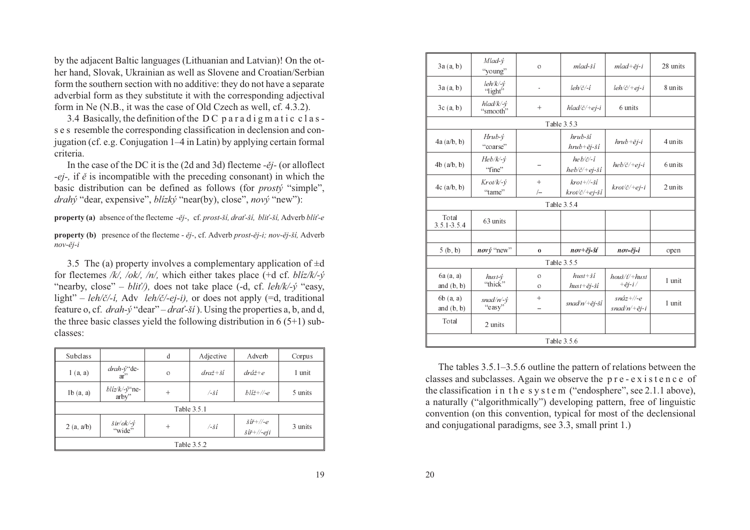by the adjacent Baltic languages (Lithuanian and Latvian)! On the other hand, Slovak, Ukrainian as well as Slovene and Croatian/Serbian form the southern section with no additive: they do not have a separate adverbial form as they substitute it with the corresponding adjectival form in Ne (N.B., it was the case of Old Czech as well, cf. 4.3.2).

3.4 Basically, the definition of the DC paradigmatic classes resemble the corresponding classification in declension and conjugation (cf. e.g. Conjugation 1–4 in Latin) by applying certain formal criteria.

In the case of the DC it is the (2d and 3d) flecteme *-ěj-* (or alloflect *-ej-,* if *ě* is incompatible with the preceding consonant) in which the basic distribution can be defined as follows (for *prostý* "simple", *drahý* "dear, expensive", *blízký* "near(by), close", *nový* "new"):

**property (a)** absence of the flecteme *-ěj-*, cf. *prost-ší, drať-ší, bliť-ší,* Adverb *bliť-e*

**property (b)** presence of the flecteme *- ěj-*, cf. Adverb *prost-ěj-i; nov-ěj-ší,* Adverb *nov-ěj-i*

3.5 The (a) property involves a complementary application of ±d for flectemes */k/, /ok/, /n/,* which either takes place (+d cf. *blíz/k/-ý* "nearby, close" – *bliť/),* does not take place (-d, cf. *leh/k/-ý* "easy, light" – *leh/č/-í,* Adv *leh/č/-ej-i),* or does not apply (=d, traditional feature o, cf. *drah-ý* "dear" – *drať-ší* ). Using the properties a, b, and d, the three basic classes yield the following distribution in 6 (5+1) subclasses:

| Subclass | | d | Adjective | Adverb | Corpus |
|---|---|---|---|---|---|
| 1 (a, a) | *drah-ý* "dear" | o | *draž+ší* | *dráž+e* | 1 unit |
| 1b (a, a) | *blíz/k/-ý* "nearby" | + | */-ší* | *blíž+//-e* | 5 units |
| Table 3.5.1 | | | | | |
| 2 (a, a/b) | *šir/ok/-ý* "wide" | + | */-ší* | *šíř+//-e* *šíř+//-eji* | 3 units |
| Table 3.5.2 | | | | | |
| 3a (a, b) | *Mlad-ý* "young" | o | *mlad-ší* | *mlad+ěj-i* | 28 units |
| 3a (a, b) | *leh/k/-ý* "light" | - | *leh/č/-í* | *leh/č/+ej-i* | 8 units |
| 3c (a, b) | *hlad/k/-ý* "smooth" | + | *hlad/č/+ej-i* | 6 units | |
| Table 3.5.3 | | | | | |
| 4a (a/b, b) | *Hrub-ý* "coarse" | | *hrub-ší* *hrub+ěj-ší* | *hrub+ěj-i* | 4 units |
| 4b (a/b, b) | *Heb/k/-ý* "fine" | – | *heb/č/-í* *heb/č/+ej-ší* | *heb/č/+ej-i* | 6 units |
| 4c (a/b, b) | *Krot/k/-ý* "tame" | + /– | *krot+//-ší* *krot/č/+ej-ší* | *krot/č/+ej-i* | 2 units |
| Table 3.5.4 | | | | | |
| Total 3.5.1-3.5.4 | 63 units | | | | |
| | | | | | |
| 5 (b, b) | ***nový*** "new" | **o** | ***nov+ěj-ší*** | ***nov-ěj-i*** | open |
| Table 3.5.5 | | | | | |
| 6a (a, a) and (b, b) | *hust-ý* "thick" | o o | *hust+ší* *hust+ěj-ší* | *houš/ť/+hust +ěj-i /* | 1 unit |
| 6b (a, a) and (b, b) | *snad/n/-ý* "easy" | + – | *snad/n/+ěj-ší* | *snáz+//-e* *snad/n/+ěj-i* | 1 unit |
| Total | 2 units | | | | |
| Table 3.5.6 | | | | | |

The tables 3.5.1–3.5.6 outline the pattern of relations between the classes and subclasses. Again we observe the pre-existence of the classification in the system ("endosphere", see 2.1.1 above), a naturally ("algorithmically") developing pattern, free of linguistic convention (on this convention, typical for most of the declensional and conjugational paradigms, see 3.3, small print 1.)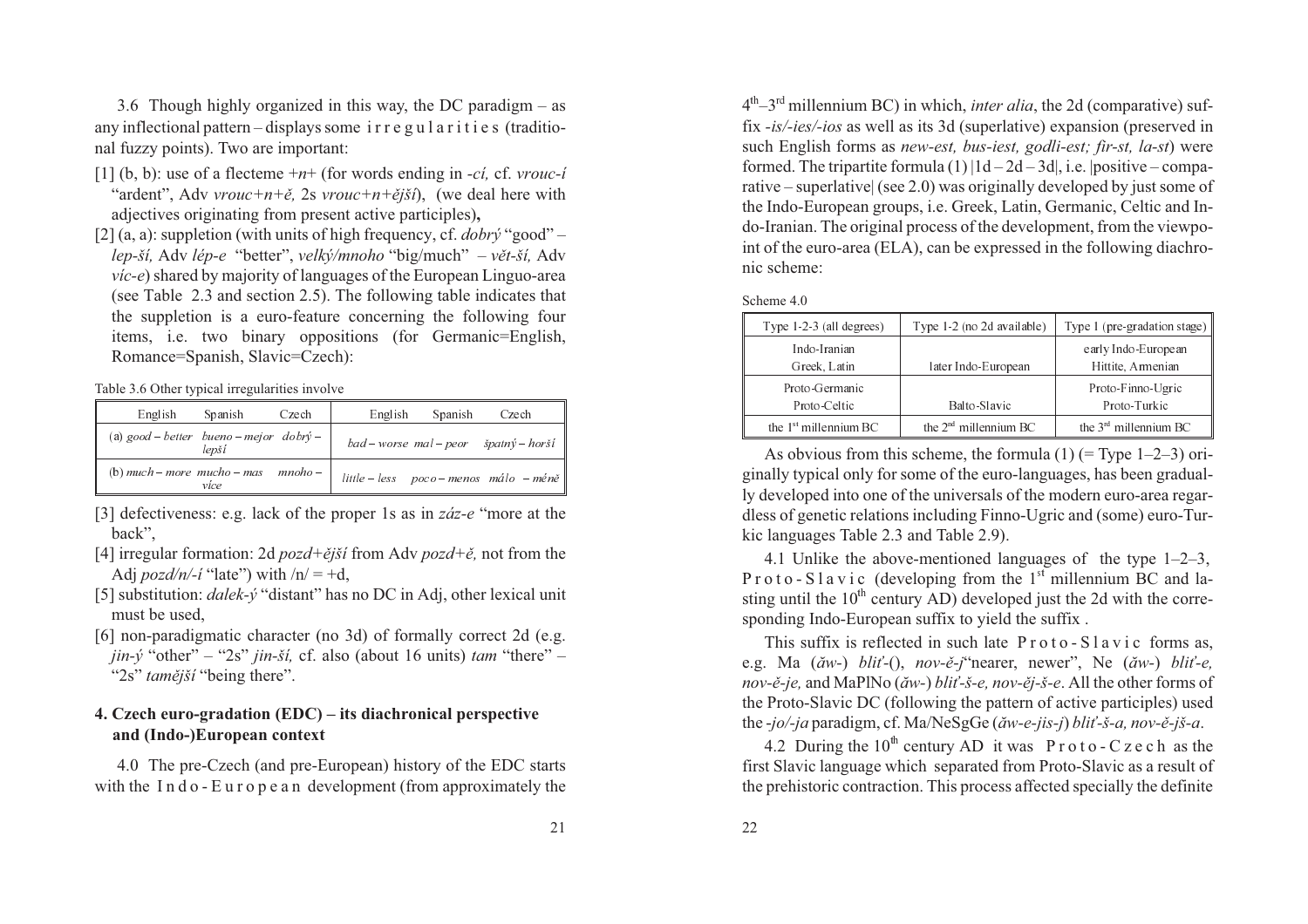3.6 Though highly organized in this way, the DC paradigm – as any inflectional pattern – displays some irregularities (traditional fuzzy points). Two are important:

[1] (b, b): use of a flecteme +*n*+ (for words ending in *-cí,* cf. *vrouc-í* "ardent", Adv *vrouc+n+ě,* 2s *vrouc+n+ější*), (we deal here with adjectives originating from present active participles)**,**

[2] (a, a): suppletion (with units of high frequency, cf. *dobrý* "good" – *lep-ší,* Adv *lép-e* "better", *velký/mnoho* "big/much" – *vět-ší,* Adv *víc-e*) shared by majority of languages of the European Linguo-area (see Table 2.3 and section 2.5). The following table indicates that the suppletion is a euro-feature concerning the following four items, i.e. two binary oppositions (for Germanic=English, Romance=Spanish, Slavic=Czech):

Table 3.6 Other typical irregularities involve

| English | Spanish | Czech | English | Spanish | Czech |
|---|---|---|---|---|---|
| (a) *good – better* | *bueno – mejor* | *dobrý – lepší* | *bad – worse* | *mal – peor* | *špatný – horší* |
| (b) *much – more* | *mucho – mas* | *mnoho – více* | *little – less* | *poco – menos* | *málo – méně* |

[3] defectiveness: e.g. lack of the proper 1s as in *záz-e* "more at the back",

[4] irregular formation: 2d *pozd+ější* from Adv *pozd+ě,* not from the Adj *pozd/n/-í* "late") with /n/ = +d,

[5] substitution: *dalek-ý* "distant" has no DC in Adj, other lexical unit must be used,

[6] non-paradigmatic character (no 3d) of formally correct 2d (e.g. *jin-ý* "other" – "2s" *jin-ší,* cf. also (about 16 units) *tam* "there" – "2s" *tamější* "being there".

## 4. Czech euro-gradation (EDC) – its diachronical perspective and (Indo-)European context

4.0 The pre-Czech (and pre-European) history of the EDC starts with the Indo-European development (from approximately the 4th–3rd millennium BC) in which, *inter alia*, the 2d (comparative) suffix *-is/-ies/-ios* as well as its 3d (superlative) expansion (preserved in such English forms as *new-est, bus-iest, godli-est; fir-st, la-st*) were formed. The tripartite formula (1) |1d – 2d – 3d|, i.e. |positive – comparative – superlative| (see 2.0) was originally developed by just some of the Indo-European groups, i.e. Greek, Latin, Germanic, Celtic and Indo-Iranian. The original process of the development, from the viewpoint of the euro-area (ELA), can be expressed in the following diachronic scheme:

Scheme 4.0

| Type 1-2-3 (all degrees) | Type 1-2 (no 2d available) | Type 1 (pre-gradation stage) |
|---|---|---|
| Indo-Iranian<br>Greek, Latin | later Indo-European | early Indo-European<br>Hittite, Armenian |
| Proto-Germanic<br>Proto-Celtic | Balto-Slavic | Proto-Finno-Ugric<br>Proto-Turkic |
| the 1st millennium BC | the 2nd millennium BC | the 3rd millennium BC |

As obvious from this scheme, the formula (1) (= Type 1–2–3) originally typical only for some of the euro-languages, has been gradually developed into one of the universals of the modern euro-area regardless of genetic relations including Finno-Ugric and (some) euro-Turkic languages Table 2.3 and Table 2.9).

4.1 Unlike the above-mentioned languages of the type 1–2–3, Proto-Slavic (developing from the 1st millennium BC and lasting until the 10th century AD) developed just the 2d with the corresponding Indo-European suffix to yield the suffix .

This suffix is reflected in such late Proto-Slavic forms as, e.g. Ma (*ăw-*) *bliť-*(), *nov-ě-j*"nearer, newer", Ne (*ăw-*) *bliť-e, nov-ě-je,* and MaPlNo (*ăw-*) *bliť-š-e, nov-ěj-š-e*. All the other forms of the Proto-Slavic DC (following the pattern of active participles) used the *-jo/-ja* paradigm, cf. Ma/NeSgGe (*ăw-e-jis-j*) *bliť-š-a, nov-ě-jš-a*.

4.2 During the 10th century AD it was Proto-Czech as the first Slavic language which separated from Proto-Slavic as a result of the prehistoric contraction. This process affected specially the definite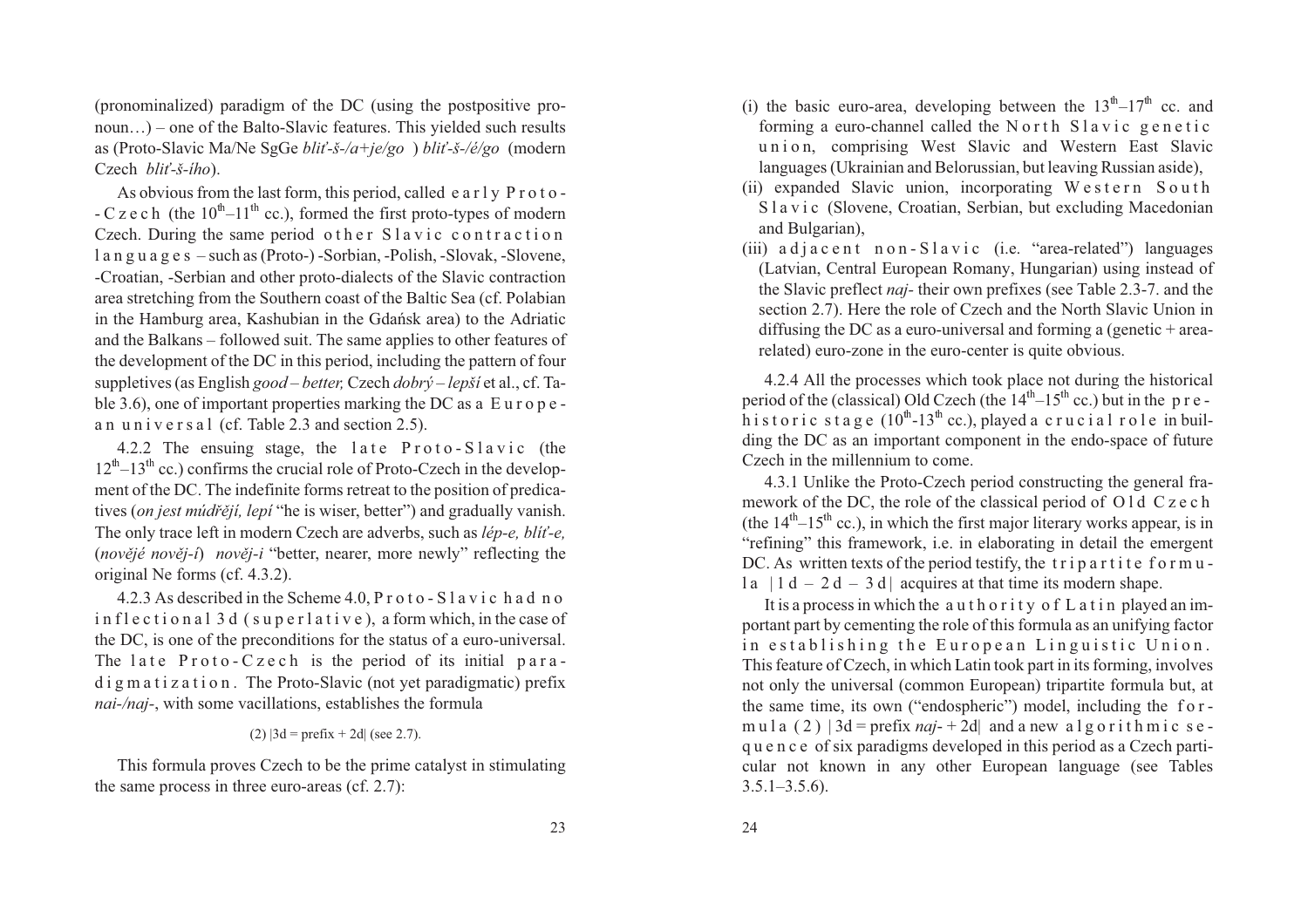(pronominalized) paradigm of the DC (using the postpositive pronoun…) – one of the Balto-Slavic features. This yielded such results as (Proto-Slavic Ma/Ne SgGe *bliť-š-/a+je/go* ) *bliť-š-/é/go* (modern Czech *bliť-š-ího*).

As obvious from the last form, this period, called e a r l y P r o t o - - C z e c h (the $10^{th}$–$11^{th}$ cc.), formed the first proto-types of modern Czech. During the same period o t h e r S l a v i c c o n t r a c t i o n l a n g u a g e s – such as (Proto-) -Sorbian, -Polish, -Slovak, -Slovene, -Croatian, -Serbian and other proto-dialects of the Slavic contraction area stretching from the Southern coast of the Baltic Sea (cf. Polabian in the Hamburg area, Kashubian in the Gdańsk area) to the Adriatic and the Balkans – followed suit. The same applies to other features of the development of the DC in this period, including the pattern of four suppletives (as English *good – better,* Czech *dobrý – lepší* et al., cf. Table 3.6), one of important properties marking the DC as a E u r o p e - a n u n i v e r s a l (cf. Table 2.3 and section 2.5).

4.2.2 The ensuing stage, the l a t e P r o t o - S l a v i c (the $12^{th}$–$13^{th}$ cc.) confirms the crucial role of Proto-Czech in the development of the DC. The indefinite forms retreat to the position of predicatives (*on jest múdřějí, lepí* "he is wiser, better") and gradually vanish. The only trace left in modern Czech are adverbs, such as *lép-e, blíť-e,* (*novějé novějí*) *nověj-i* "better, nearer, more newly" reflecting the original Ne forms (cf. 4.3.2).

4.2.3 As described in the Scheme 4.0, P r o t o - S l a v i c h a d n o i n f l e c t i o n a l 3 d ( s u p e r l a t i v e ), a form which, in the case of the DC, is one of the preconditions for the status of a euro-universal. The l a t e P r o t o - C z e c h is the period of its initial p a r a - d i g m a t i z a t i o n . The Proto-Slavic (not yet paradigmatic) prefix *nai-/naj-*, with some vacillations, establishes the formula

(2) |3d = prefix + 2d| (see 2.7).

This formula proves Czech to be the prime catalyst in stimulating the same process in three euro-areas (cf. 2.7):

(i) the basic euro-area, developing between the $13^{th}$–$17^{th}$ cc. and forming a euro-channel called the N o r t h S l a v i c g e n e t i c u n i o n, comprising West Slavic and Western East Slavic languages (Ukrainian and Belorussian, but leaving Russian aside),
(ii) expanded Slavic union, incorporating W e s t e r n S o u t h S l a v i c (Slovene, Croatian, Serbian, but excluding Macedonian and Bulgarian),
(iii) a d j a c e n t n o n - S l a v i c (i.e. "area-related") languages (Latvian, Central European Romany, Hungarian) using instead of the Slavic preflect *naj-* their own prefixes (see Table 2.3-7. and the section 2.7). Here the role of Czech and the North Slavic Union in diffusing the DC as a euro-universal and forming a (genetic + area-related) euro-zone in the euro-center is quite obvious.

4.2.4 All the processes which took place not during the historical period of the (classical) Old Czech (the $14^{th}$–$15^{th}$ cc.) but in the p r e - h i s t o r i c s t a g e ($10^{th}$-$13^{th}$ cc.), played a c r u c i a l r o l e in building the DC as an important component in the endo-space of future Czech in the millennium to come.

4.3.1 Unlike the Proto-Czech period constructing the general framework of the DC, the role of the classical period of O l d C z e c h (the $14^{th}$–$15^{th}$ cc.), in which the first major literary works appear, is in "refining" this framework, i.e. in elaborating in detail the emergent DC. As written texts of the period testify, the t r i p a r t i t e f o r m u - l a | 1 d – 2 d – 3 d | acquires at that time its modern shape.

It is a process in which the a u t h o r i t y o f L a t i n played an important part by cementing the role of this formula as an unifying factor i n e s t a b l i s h i n g t h e E u r o p e a n L i n g u i s t i c U n i o n . This feature of Czech, in which Latin took part in its forming, involves not only the universal (common European) tripartite formula but, at the same time, its own ("endospheric") model, including the f o r - m u l a ( 2 ) | 3d = prefix *naj-* + 2d| and a new a l g o r i t h m i c s e - q u e n c e of six paradigms developed in this period as a Czech particular not known in any other European language (see Tables 3.5.1–3.5.6).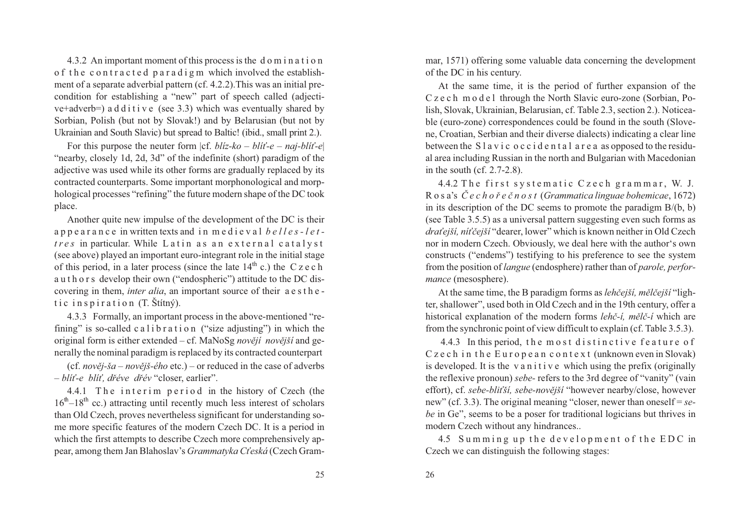4.3.2 An important moment of this process is the d o m i n a t i o n o f t h e c o n t r a c t e d p a r a d i g m which involved the establishment of a separate adverbial pattern (cf. 4.2.2).This was an initial precondition for establishing a "new" part of speech called (adjective+adverb=) a d d i t i v e (see 3.3) which was eventually shared by Sorbian, Polish (but not by Slovak!) and by Belarusian (but not by Ukrainian and South Slavic) but spread to Baltic! (ibid., small print 2.).

For this purpose the neuter form |cf. *blíz-ko – blíť-e – naj-blíť-e*| "nearby, closely 1d, 2d, 3d" of the indefinite (short) paradigm of the adjective was used while its other forms are gradually replaced by its contracted counterparts. Some important morphonological and morphological processes "refining" the future modern shape of the DC took place.

Another quite new impulse of the development of the DC is their a p p e a r a n c e in written texts and i n m e d i e v a l *b e l l e s - l e t t r e s* in particular. While L a t i n a s a n e x t e r n a l c a t a l y s t (see above) played an important euro-integrant role in the initial stage of this period, in a later process (since the late 14th c.) the C z e c h a u t h o r s develop their own ("endospheric") attitude to the DC discovering in them, *inter alia*, an important source of their a e s t h e t i c i n s p i r a t i o n (T. Štítný).

4.3.3 Formally, an important process in the above-mentioned "refining" is so-called c a l i b r a t i o n ("size adjusting") in which the original form is either extended – cf. MaNoSg *novějí novější* and generally the nominal paradigm is replaced by its contracted counterpart

(cf. *nověj-ša – nověj-ého* etc.) – or reduced in the case of adverbs – *blíť-e blíť, dřéve dřév* "closer, earlier".

4.4.1 T h e i n t e r i m p e r i o d in the history of Czech (the 16th–18th cc.) attracting until recently much less interest of scholars than Old Czech, proves nevertheless significant for understanding some more specific features of the modern Czech DC. It is a period in which the first attempts to describe Czech more comprehensively appear, among them Jan Blahoslav's *Grammatyka Cťeská* (Czech Grammar, 1571) offering some valuable data concerning the development of the DC in his century.

At the same time, it is the period of further expansion of the C z e c h m o d e l through the North Slavic euro-zone (Sorbian, Polish, Slovak, Ukrainian, Belarusian, cf. Table 2.3, section 2.). Noticeable (euro-zone) correspondences could be found in the south (Slovene, Croatian, Serbian and their diverse dialects) indicating a clear line between the S l a v i c o c c i d e n t a l a r e a as opposed to the residual area including Russian in the north and Bulgarian with Macedonian in the south (cf. 2.7-2.8).

4.4.2 T h e f i r s t s y s t e m a t i c C z e c h g r a m m a r, W. J. R o s a's *Č e c h o ř e č n o s t* (*Grammatica linguae bohemicae*, 1672) in its description of the DC seems to promote the paradigm B/(b, b) (see Table 3.5.5) as a universal pattern suggesting even such forms as *draťejší, níťčejší* "dearer, lower" which is known neither in Old Czech nor in modern Czech. Obviously, we deal here with the author's own constructs ("endems") testifying to his preference to see the system from the position of *langue* (endosphere) rather than of *parole, performance* (mesosphere).

At the same time, the B paradigm forms as *lehčejší, mělčejší* "lighter, shallower", used both in Old Czech and in the 19th century, offer a historical explanation of the modern forms *lehč-í, mělč-í* which are from the synchronic point of view difficult to explain (cf. Table 3.5.3).

4.4.3 In this period, t h e m o s t d i s t i n c t i v e f e a t u r e o f C z e c h i n t h e E u r o p e a n c o n t e x t (unknown even in Slovak) is developed. It is the v a n i t i v e which using the prefix (originally the reflexive pronoun) *sebe-* refers to the 3rd degree of "vanity" (vain effort), cf. *sebe-blitší, sebe-novější* "however nearby/close, however new" (cf. 3.3). The original meaning "closer, newer than oneself = *sebe* in Ge", seems to be a poser for traditional logicians but thrives in modern Czech without any hindrances..

4.5 S u m m i n g u p t h e d e v e l o p m e n t o f t h e E D C in Czech we can distinguish the following stages: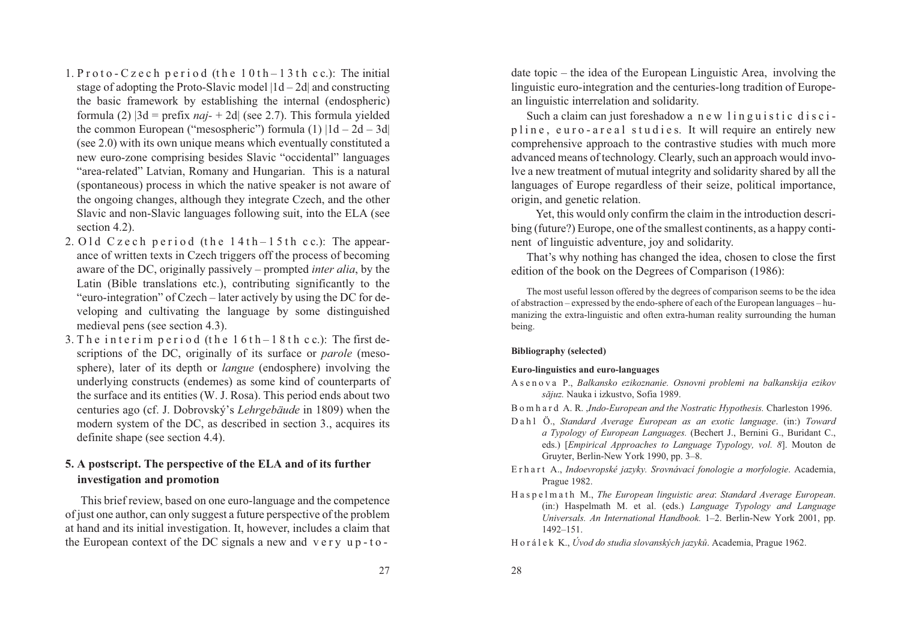1. Proto-Czech period (the 10th–13th cc.): The initial stage of adopting the Proto-Slavic model |1d – 2d| and constructing the basic framework by establishing the internal (endospheric) formula (2) |3d = prefix *naj-* + 2d| (see 2.7). This formula yielded the common European ("mesospheric") formula (1) |1d – 2d – 3d| (see 2.0) with its own unique means which eventually constituted a new euro-zone comprising besides Slavic "occidental" languages "area-related" Latvian, Romany and Hungarian. This is a natural (spontaneous) process in which the native speaker is not aware of the ongoing changes, although they integrate Czech, and the other Slavic and non-Slavic languages following suit, into the ELA (see section 4.2).
2. Old Czech period (the 14th–15th cc.): The appearance of written texts in Czech triggers off the process of becoming aware of the DC, originally passively – prompted *inter alia*, by the Latin (Bible translations etc.), contributing significantly to the "euro-integration" of Czech – later actively by using the DC for developing and cultivating the language by some distinguished medieval pens (see section 4.3).
3. The interim period (the 16th–18th cc.): The first descriptions of the DC, originally of its surface or *parole* (mesosphere), later of its depth or *langue* (endosphere) involving the underlying constructs (endemes) as some kind of counterparts of the surface and its entities (W. J. Rosa). This period ends about two centuries ago (cf. J. Dobrovský's *Lehrgebäude* in 1809) when the modern system of the DC, as described in section 3., acquires its definite shape (see section 4.4).

## 5. A postscript. The perspective of the ELA and of its further investigation and promotion

This brief review, based on one euro-language and the competence of just one author, can only suggest a future perspective of the problem at hand and its initial investigation. It, however, includes a claim that the European context of the DC signals a new and very up-to-date topic – the idea of the European Linguistic Area, involving the linguistic euro-integration and the centuries-long tradition of European linguistic interrelation and solidarity.

Such a claim can just foreshadow a new linguistic discipline, euro-areal studies. It will require an entirely new comprehensive approach to the contrastive studies with much more advanced means of technology. Clearly, such an approach would involve a new treatment of mutual integrity and solidarity shared by all the languages of Europe regardless of their seize, political importance, origin, and genetic relation.

Yet, this would only confirm the claim in the introduction describing (future?) Europe, one of the smallest continents, as a happy continent of linguistic adventure, joy and solidarity.

That's why nothing has changed the idea, chosen to close the first edition of the book on the Degrees of Comparison (1986):

> The most useful lesson offered by the degrees of comparison seems to be the idea of abstraction – expressed by the endo-sphere of each of the European languages – humanizing the extra-linguistic and often extra-human reality surrounding the human being.

**Bibliography (selected)**

**Euro-linguistics and euro-languages**

Asenova P., *Balkansko ezikoznanie. Osnovni problemi na balkanskija ezikov săjuz.* Nauka i izkustvo, Sofia 1989.

Bomhard A. R. ,*Indo-European and the Nostratic Hypothesis.* Charleston 1996.

Dahl Ö., *Standard Average European as an exotic language*. (in:) *Toward a Typology of European Languages.* (Bechert J., Bernini G., Buridant C., eds.) [*Empirical Approaches to Language Typology, vol. 8*]. Mouton de Gruyter, Berlin-New York 1990, pp. 3–8.

Erhart A., *Indoevropské jazyky. Srovnávací fonologie a morfologie*. Academia, Prague 1982.

Haspelmath M., *The European linguistic area*: *Standard Average European*. (in:) Haspelmath M. et al. (eds.) *Language Typology and Language Universals. An International Handbook.* 1–2. Berlin-New York 2001, pp. 1492–151.

Horálek K., *Úvod do studia slovanských jazyků*. Academia, Prague 1962.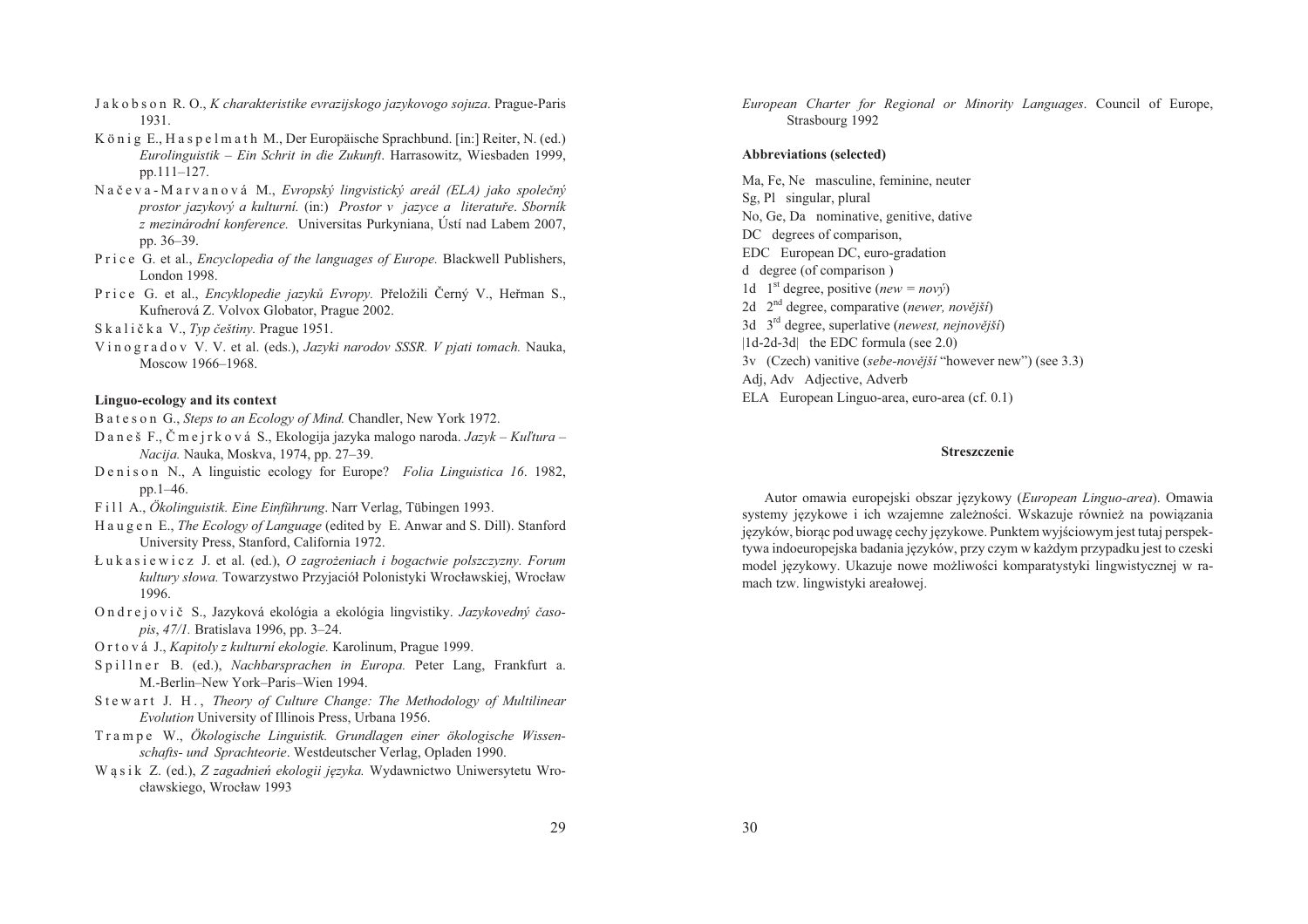Jakobson R. O., *K charakteristike evrazijskogo jazykovogo sojuza*. Prague-Paris 1931.

König E., Haspelmath M., Der Europäische Sprachbund. [in:] Reiter, N. (ed.) *Eurolinguistik – Ein Schrit in die Zukunft*. Harrasowitz, Wiesbaden 1999, pp.111–127.

Način̆eva-Marvanová M., *Evropský lingvistický areál (ELA) jako společný prostor jazykový a kulturní.* (in:) *Prostor v jazyce a literatuře*. *Sborník z mezinárodní konference.* Universitas Purkyniana, Ústí nad Labem 2007, pp. 36–39.

Price G. et al., *Encyclopedia of the languages of Europe.* Blackwell Publishers, London 1998.

Price G. et al., *Encyklopedie jazyků Evropy.* Přeložili Černý V., Heřman S., Kufnerová Z. Volvox Globator, Prague 2002.

Skalička V., *Typ češtiny.* Prague 1951.

Vinogradov V. V. et al. (eds.), *Jazyki narodov SSSR. V pjati tomach.* Nauka, Moscow 1966–1968.

**Linguo-ecology and its context**

Bateson G., *Steps to an Ecology of Mind.* Chandler, New York 1972.

Daneš F., Čmejrková S., Ekologija jazyka malogo naroda. *Jazyk – Kuľtura – Nacija.* Nauka, Moskva, 1974, pp. 27–39.

Denison N., A linguistic ecology for Europe? *Folia Linguistica 16*. 1982, pp.1–46.

Fill A., *Ökolinguistik. Eine Einführung*. Narr Verlag, Tübingen 1993.

Haugen E., *The Ecology of Language* (edited by E. Anwar and S. Dill). Stanford University Press, Stanford, California 1972.

Łukasiewicz J. et al. (ed.), *O zagrożeniach i bogactwie polszczyzny. Forum kultury słowa.* Towarzystwo Przyjaciół Polonistyki Wrocławskiej, Wrocław 1996.

Ondrejovič S., Jazyková ekológia a ekológia lingvistiky. *Jazykovedný časopis*, *47/1.* Bratislava 1996, pp. 3–24.

Ortová J., *Kapitoly z kulturní ekologie.* Karolinum, Prague 1999.

Spillner B. (ed.), *Nachbarsprachen in Europa.* Peter Lang, Frankfurt a. M.-Berlin–New York–Paris–Wien 1994.

Stewart J. H., *Theory of Culture Change: The Methodology of Multilinear Evolution* University of Illinois Press, Urbana 1956.

Trampe W., *Ökologische Linguistik. Grundlagen einer ökologische Wissenschafts- und Sprachteorie*. Westdeutscher Verlag, Opladen 1990.

Wąsik Z. (ed.), *Z zagadnień ekologii języka.* Wydawnictwo Uniwersytetu Wrocławskiego, Wrocław 1993

*European Charter for Regional or Minority Languages*. Council of Europe, Strasbourg 1992

**Abbreviations (selected)**

Ma, Fe, Ne masculine, feminine, neuter
Sg, Pl singular, plural
No, Ge, Da nominative, genitive, dative
DC degrees of comparison,
EDC European DC, euro-gradation
d degree (of comparison )
1d 1st degree, positive (*new = nový*)
2d 2nd degree, comparative (*newer, novější*)
3d 3rd degree, superlative (*newest, nejnovější*)
|1d-2d-3d| the EDC formula (see 2.0)
3v (Czech) vanitive (*sebe-novější* "however new") (see 3.3)
Adj, Adv Adjective, Adverb
ELA European Linguo-area, euro-area (cf. 0.1)

**Streszczenie**

Autor omawia europejski obszar językowy (*European Linguo-area*). Omawia systemy językowe i ich wzajemne zależności. Wskazuje również na powiązania języków, biorąc pod uwagę cechy językowe. Punktem wyjściowym jest tutaj perspektywa indoeuropejska badania języków, przy czym w każdym przypadku jest to czeski model językowy. Ukazuje nowe możliwości komparatystyki lingwistycznej w ramach tzw. lingwistyki arealowej.